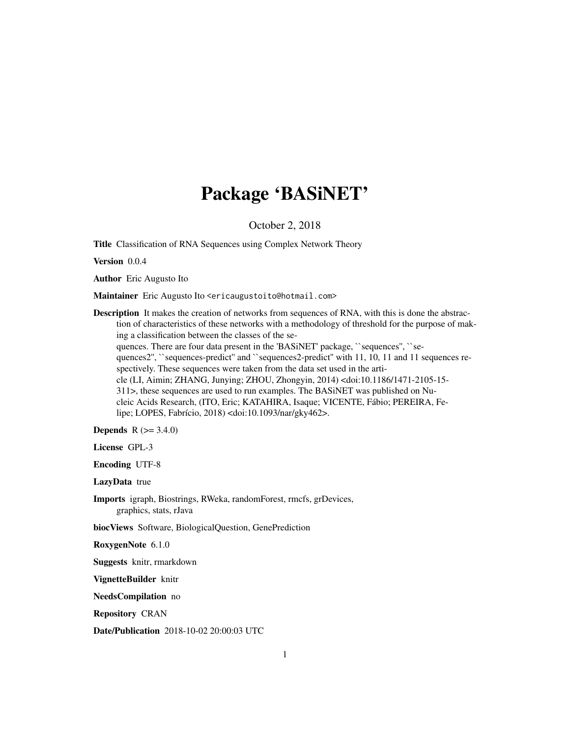# Package 'BASiNET'

October 2, 2018

**Title** Classification of RNA Sequences using Complex Network Theory

**Version** 0.0.4

**Author** Eric Augusto Ito

**Maintainer** Eric Augusto Ito <ericaugustoito@hotmail.com>

**Description** It makes the creation of networks from sequences of RNA, with this is done the abstraction of characteristics of these networks with a methodology of threshold for the purpose of making a classification between the classes of the sequences. There are four data present in the 'BASiNET' package, ``sequences'', ``sequences2'', ``sequences-predict'' and ``sequences2-predict'' with 11, 10, 11 and 11 sequences respectively. These sequences were taken from the data set used in the article (LI, Aimin; ZHANG, Junying; ZHOU, Zhongyin, 2014) <doi:10.1186/1471-2105-15-311>, these sequences are used to run examples. The BASiNET was published on Nucleic Acids Research, (ITO, Eric; KATAHIRA, Isaque; VICENTE, Fábio; PEREIRA, Felipe; LOPES, Fabrício, 2018) <doi:10.1093/nar/gky462>.

**Depends** R (>= 3.4.0)

**License** GPL-3

**Encoding** UTF-8

**LazyData** true

**Imports** igraph, Biostrings, RWeka, randomForest, rmcfs, grDevices, graphics, stats, rJava

**biocViews** Software, BiologicalQuestion, GenePrediction

**RoxygenNote** 6.1.0

**Suggests** knitr, rmarkdown

**VignetteBuilder** knitr

**NeedsCompilation** no

**Repository** CRAN

**Date/Publication** 2018-10-02 20:00:03 UTC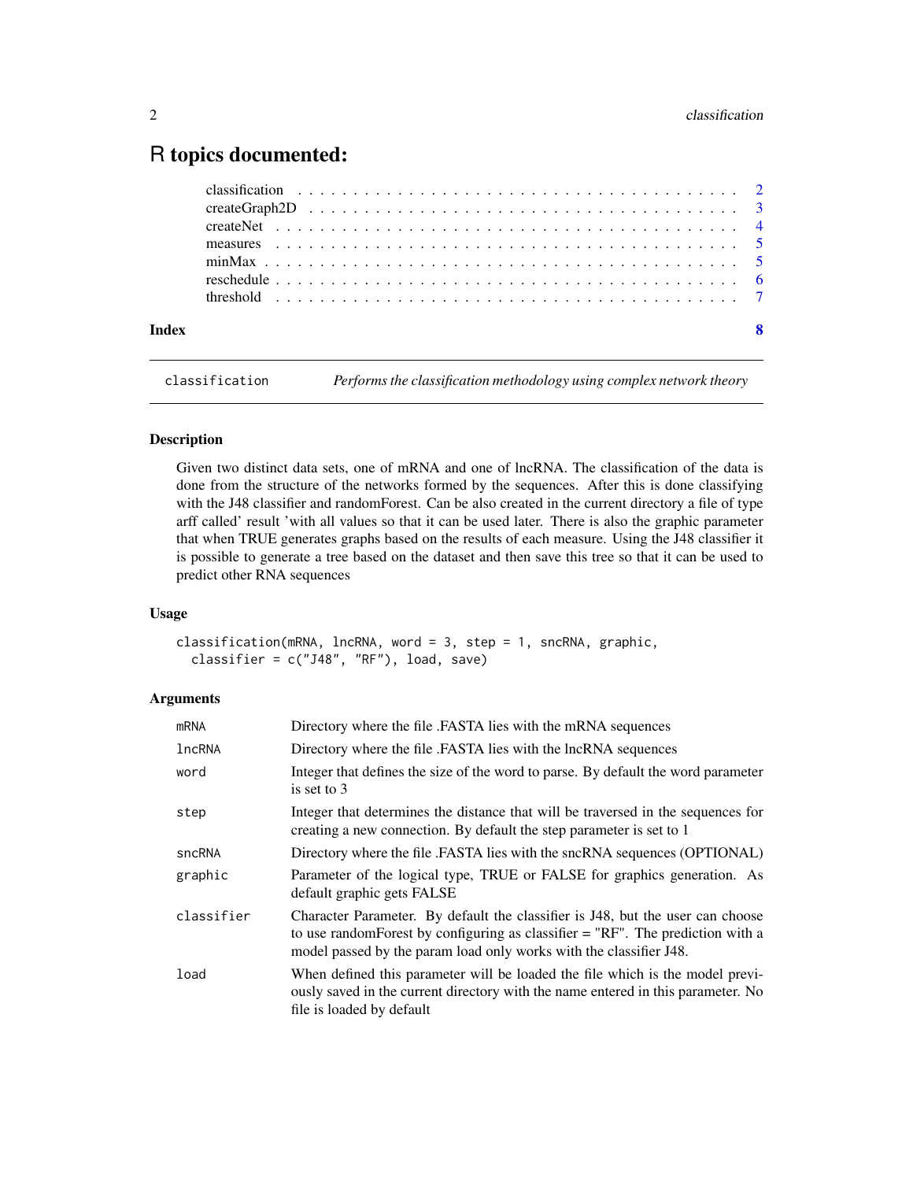# R topics documented:

classification . . . . . . . . . . . . . . . . . . . . . . . . . . . . . . . . . . . . . . 2
createGraph2D . . . . . . . . . . . . . . . . . . . . . . . . . . . . . . . . . . . . . 3
createNet . . . . . . . . . . . . . . . . . . . . . . . . . . . . . . . . . . . . . . . . 4
measures . . . . . . . . . . . . . . . . . . . . . . . . . . . . . . . . . . . . . . . . 5
minMax . . . . . . . . . . . . . . . . . . . . . . . . . . . . . . . . . . . . . . . . . 5
reschedule . . . . . . . . . . . . . . . . . . . . . . . . . . . . . . . . . . . . . . . 6
threshold . . . . . . . . . . . . . . . . . . . . . . . . . . . . . . . . . . . . . . . . 7

**Index** **8**

---

`classification` *Performs the classification methodology using complex network theory*

---

### Description

Given two distinct data sets, one of mRNA and one of lncRNA. The classification of the data is done from the structure of the networks formed by the sequences. After this is done classifying with the J48 classifier and randomForest. Can be also created in the current directory a file of type arff called' result 'with all values so that it can be used later. There is also the graphic parameter that when TRUE generates graphs based on the results of each measure. Using the J48 classifier it is possible to generate a tree based on the dataset and then save this tree so that it can be used to predict other RNA sequences

### Usage

```
classification(mRNA, lncRNA, word = 3, step = 1, sncRNA, graphic,
  classifier = c("J48", "RF"), load, save)
```

### Arguments

| | |
|---|---|
| `mRNA` | Directory where the file .FASTA lies with the mRNA sequences |
| `lncRNA` | Directory where the file .FASTA lies with the lncRNA sequences |
| `word` | Integer that defines the size of the word to parse. By default the word parameter is set to 3 |
| `step` | Integer that determines the distance that will be traversed in the sequences for creating a new connection. By default the step parameter is set to 1 |
| `sncRNA` | Directory where the file .FASTA lies with the sncRNA sequences (OPTIONAL) |
| `graphic` | Parameter of the logical type, TRUE or FALSE for graphics generation. As default graphic gets FALSE |
| `classifier` | Character Parameter. By default the classifier is J48, but the user can choose to use randomForest by configuring as classifier = "RF". The prediction with a model passed by the param load only works with the classifier J48. |
| `load` | When defined this parameter will be loaded the file which is the model previously saved in the current directory with the name entered in this parameter. No file is loaded by default |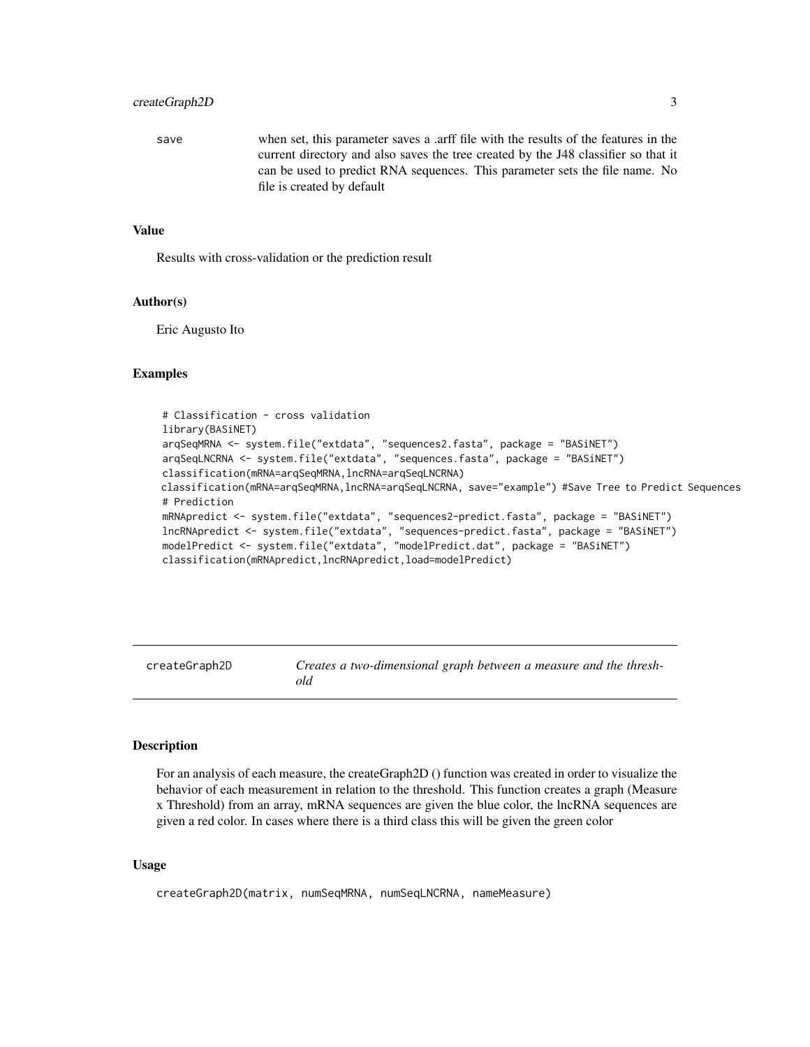save — when set, this parameter saves a .arff file with the results of the features in the current directory and also saves the tree created by the J48 classifier so that it can be used to predict RNA sequences. This parameter sets the file name. No file is created by default

### Value

Results with cross-validation or the prediction result

### Author(s)

Eric Augusto Ito

### Examples

```
# Classification - cross validation
library(BASiNET)
arqSeqMRNA <- system.file("extdata", "sequences2.fasta", package = "BASiNET")
arqSeqLNCRNA <- system.file("extdata", "sequences.fasta", package = "BASiNET")
classification(mRNA=arqSeqMRNA,lncRNA=arqSeqLNCRNA)
classification(mRNA=arqSeqMRNA,lncRNA=arqSeqLNCRNA, save="example") #Save Tree to Predict Sequences
# Prediction
mRNApredict <- system.file("extdata", "sequences2-predict.fasta", package = "BASiNET")
lncRNApredict <- system.file("extdata", "sequences-predict.fasta", package = "BASiNET")
modelPredict <- system.file("extdata", "modelPredict.dat", package = "BASiNET")
classification(mRNApredict,lncRNApredict,load=modelPredict)
```

---

## createGraph2D — *Creates a two-dimensional graph between a measure and the threshold*

### Description

For an analysis of each measure, the createGraph2D () function was created in order to visualize the behavior of each measurement in relation to the threshold. This function creates a graph (Measure x Threshold) from an array, mRNA sequences are given the blue color, the lncRNA sequences are given a red color. In cases where there is a third class this will be given the green color

### Usage

```
createGraph2D(matrix, numSeqMRNA, numSeqLNCRNA, nameMeasure)
```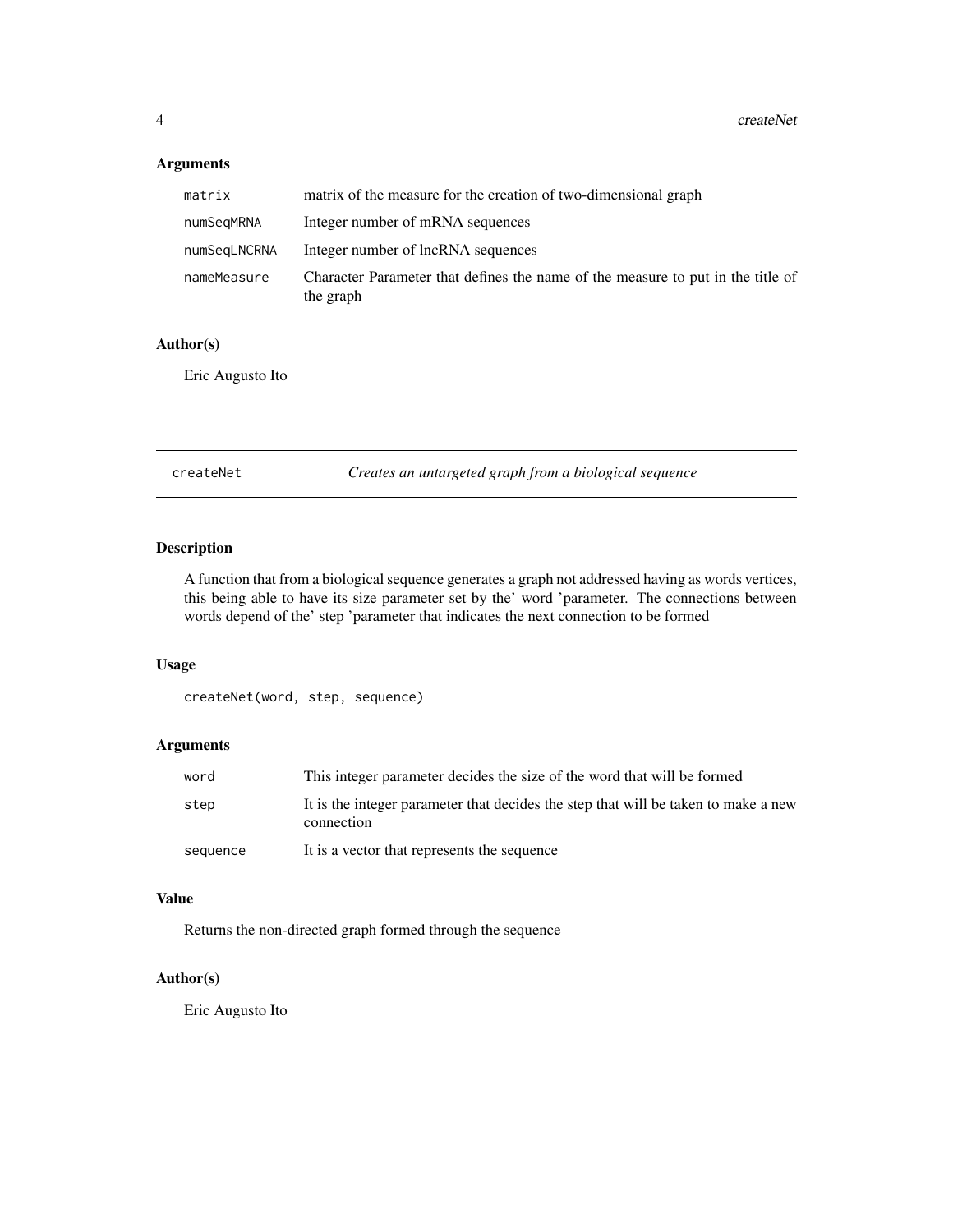## Arguments

| | |
|---|---|
| `matrix` | matrix of the measure for the creation of two-dimensional graph |
| `numSeqMRNA` | Integer number of mRNA sequences |
| `numSeqLNCRNA` | Integer number of lncRNA sequences |
| `nameMeasure` | Character Parameter that defines the name of the measure to put in the title of the graph |

## Author(s)

Eric Augusto Ito

---

# createNet — *Creates an untargeted graph from a biological sequence*

## Description

A function that from a biological sequence generates a graph not addressed having as words vertices, this being able to have its size parameter set by the' word 'parameter. The connections between words depend of the' step 'parameter that indicates the next connection to be formed

## Usage

```
createNet(word, step, sequence)
```

## Arguments

| | |
|---|---|
| `word` | This integer parameter decides the size of the word that will be formed |
| `step` | It is the integer parameter that decides the step that will be taken to make a new connection |
| `sequence` | It is a vector that represents the sequence |

## Value

Returns the non-directed graph formed through the sequence

## Author(s)

Eric Augusto Ito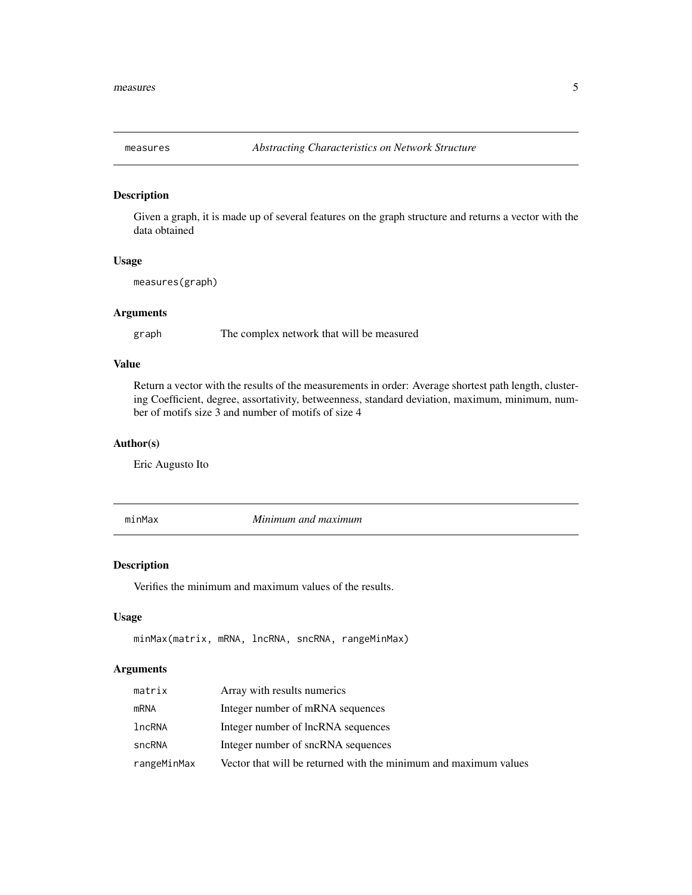## measures — *Abstracting Characteristics on Network Structure*

### Description

Given a graph, it is made up of several features on the graph structure and returns a vector with the data obtained

### Usage

```
measures(graph)
```

### Arguments

| | |
|---|---|
| graph | The complex network that will be measured |

### Value

Return a vector with the results of the measurements in order: Average shortest path length, clustering Coefficient, degree, assortativity, betweenness, standard deviation, maximum, minimum, number of motifs size 3 and number of motifs of size 4

### Author(s)

Eric Augusto Ito

## minMax — *Minimum and maximum*

### Description

Verifies the minimum and maximum values of the results.

### Usage

```
minMax(matrix, mRNA, lncRNA, sncRNA, rangeMinMax)
```

### Arguments

| | |
|---|---|
| matrix | Array with results numerics |
| mRNA | Integer number of mRNA sequences |
| lncRNA | Integer number of lncRNA sequences |
| sncRNA | Integer number of sncRNA sequences |
| rangeMinMax | Vector that will be returned with the minimum and maximum values |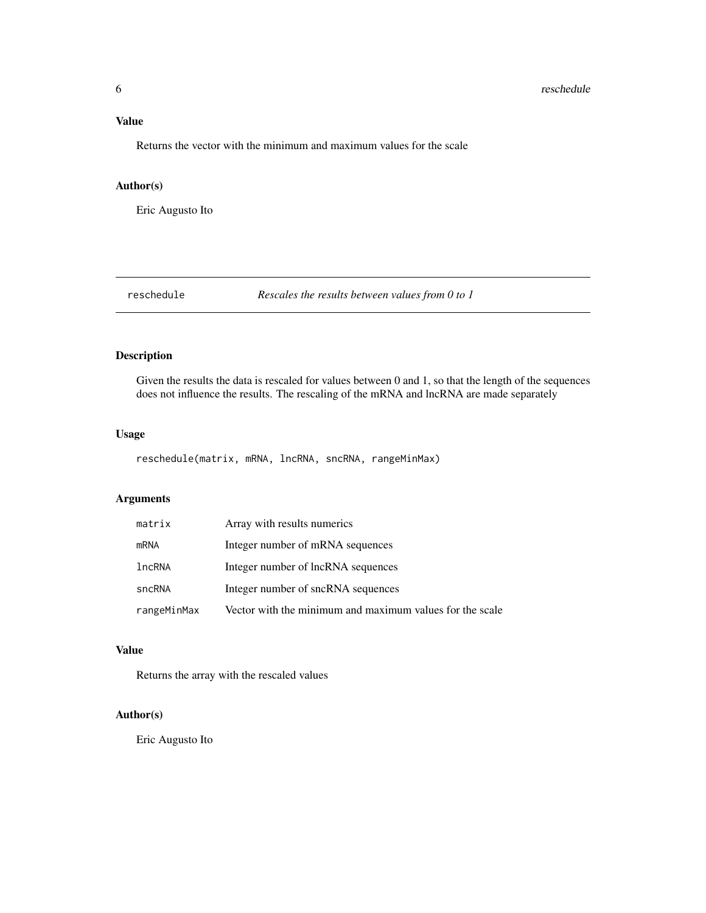## Value

Returns the vector with the minimum and maximum values for the scale

## Author(s)

Eric Augusto Ito

---

# reschedule — *Rescales the results between values from 0 to 1*

## Description

Given the results the data is rescaled for values between 0 and 1, so that the length of the sequences does not influence the results. The rescaling of the mRNA and lncRNA are made separately

## Usage

```
reschedule(matrix, mRNA, lncRNA, sncRNA, rangeMinMax)
```

## Arguments

| | |
|---|---|
| `matrix` | Array with results numerics |
| `mRNA` | Integer number of mRNA sequences |
| `lncRNA` | Integer number of lncRNA sequences |
| `sncRNA` | Integer number of sncRNA sequences |
| `rangeMinMax` | Vector with the minimum and maximum values for the scale |

## Value

Returns the array with the rescaled values

## Author(s)

Eric Augusto Ito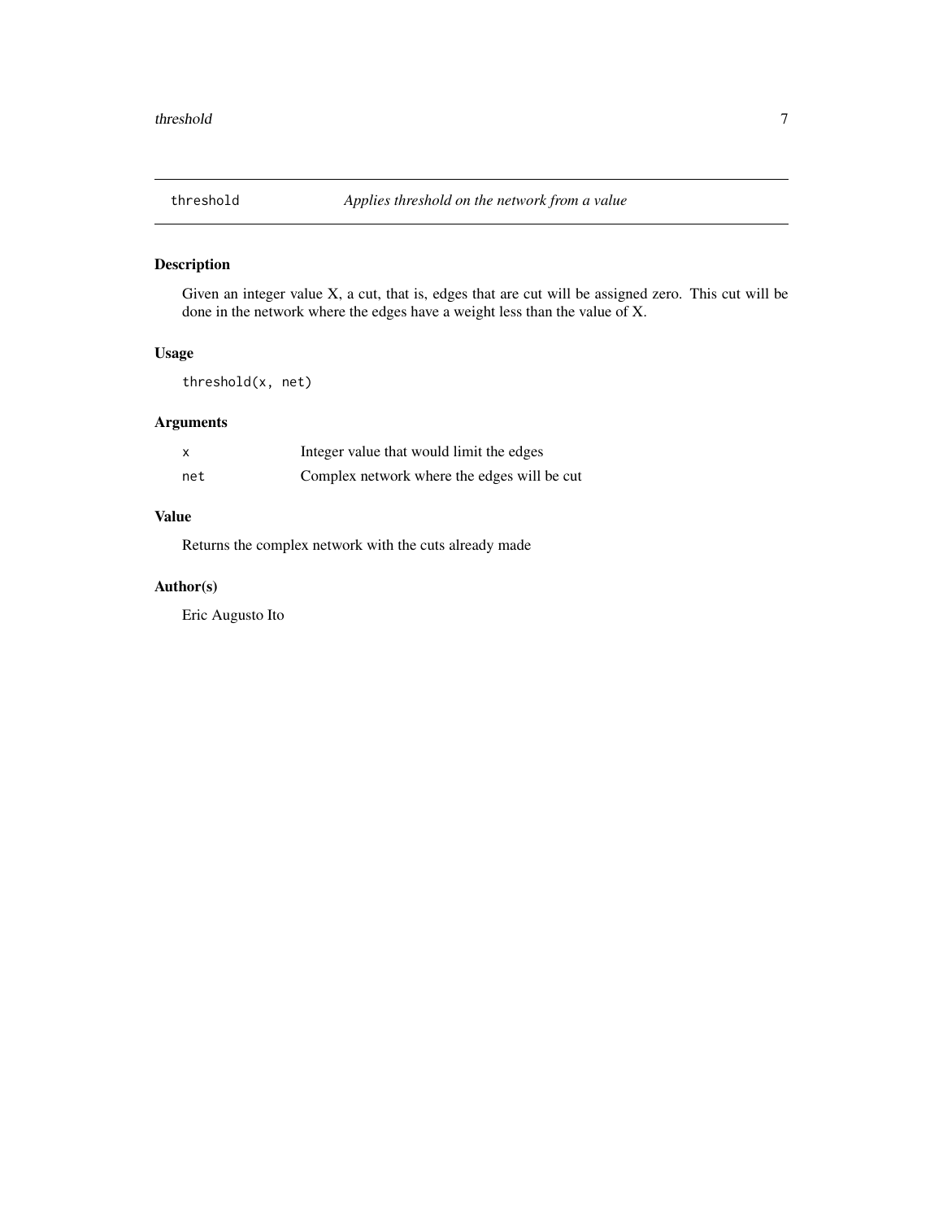## threshold — *Applies threshold on the network from a value*

### Description

Given an integer value X, a cut, that is, edges that are cut will be assigned zero. This cut will be done in the network where the edges have a weight less than the value of X.

### Usage

```
threshold(x, net)
```

### Arguments

| | |
|---|---|
| `x` | Integer value that would limit the edges |
| `net` | Complex network where the edges will be cut |

### Value

Returns the complex network with the cuts already made

### Author(s)

Eric Augusto Ito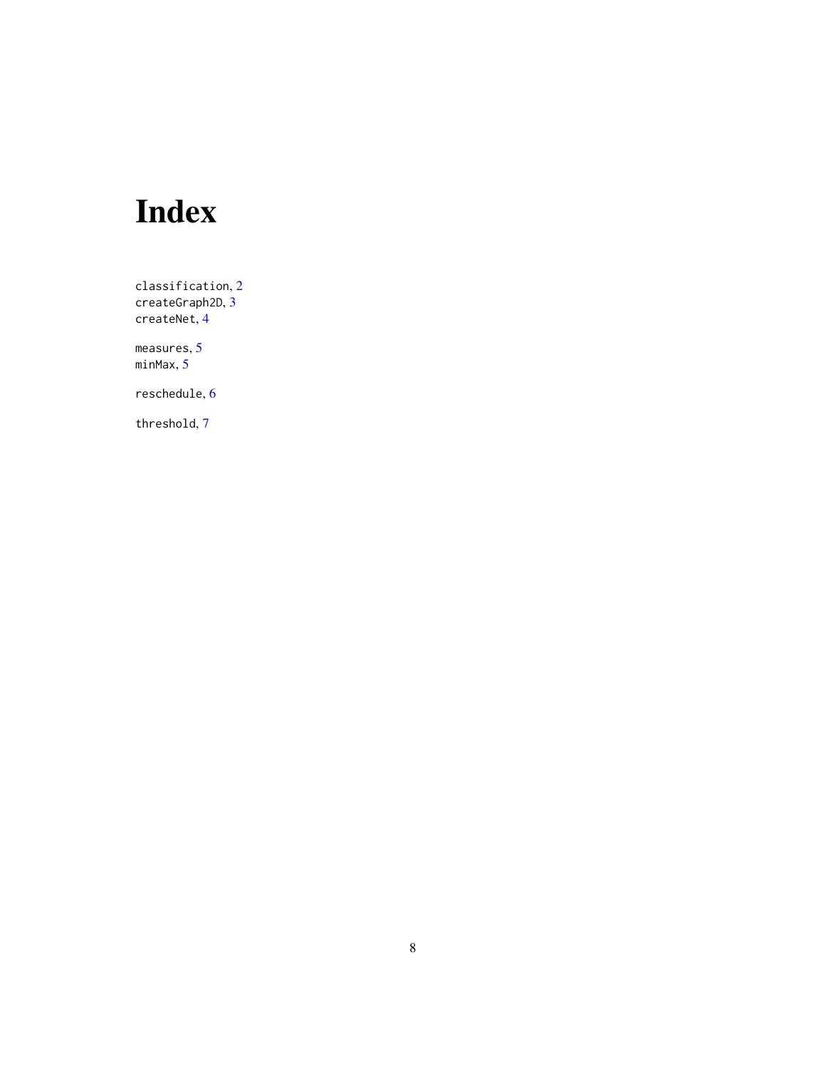# Index

classification, 2
createGraph2D, 3
createNet, 4

measures, 5
minMax, 5

reschedule, 6

threshold, 7